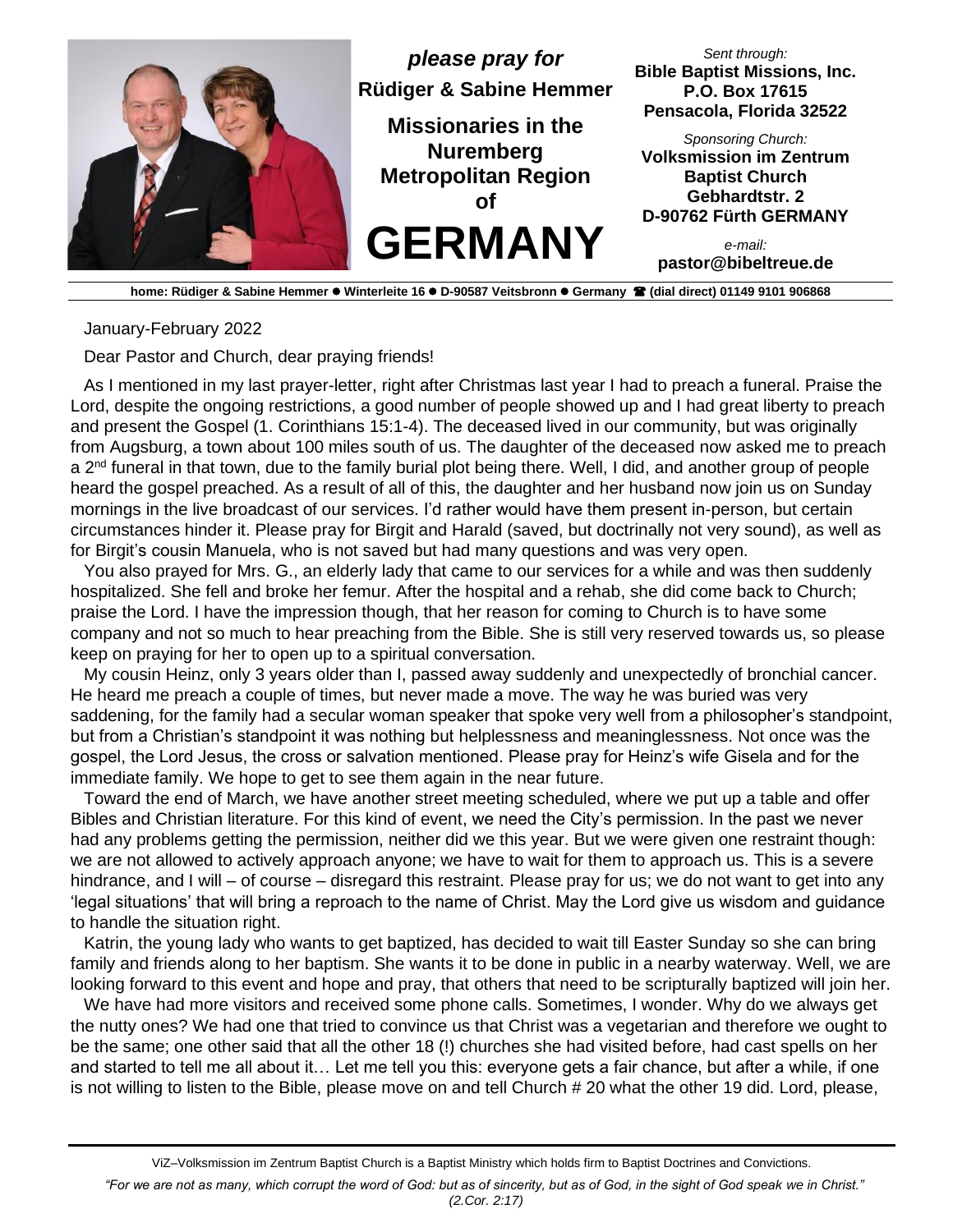*please pray for*
**Rüdiger & Sabine Hemmer**

## Missionaries in the Nuremberg Metropolitan Region of

# GERMANY

*Sent through:*
**Bible Baptist Missions, Inc.**
**P.O. Box 17615**
**Pensacola, Florida 32522**

*Sponsoring Church:*
**Volksmission im Zentrum Baptist Church**
**Gebhardtstr. 2**
**D-90762 Fürth GERMANY**

*e-mail:*
**pastor@bibeltreue.de**

**home: Rüdiger & Sabine Hemmer ● Winterleite 16 ● D-90587 Veitsbronn ● Germany ☎ (dial direct) 01149 9101 906868**

January-February 2022

Dear Pastor and Church, dear praying friends!

As I mentioned in my last prayer-letter, right after Christmas last year I had to preach a funeral. Praise the Lord, despite the ongoing restrictions, a good number of people showed up and I had great liberty to preach and present the Gospel (1. Corinthians 15:1-4). The deceased lived in our community, but was originally from Augsburg, a town about 100 miles south of us. The daughter of the deceased now asked me to preach a 2nd funeral in that town, due to the family burial plot being there. Well, I did, and another group of people heard the gospel preached. As a result of all of this, the daughter and her husband now join us on Sunday mornings in the live broadcast of our services. I'd rather would have them present in-person, but certain circumstances hinder it. Please pray for Birgit and Harald (saved, but doctrinally not very sound), as well as for Birgit's cousin Manuela, who is not saved but had many questions and was very open.

You also prayed for Mrs. G., an elderly lady that came to our services for a while and was then suddenly hospitalized. She fell and broke her femur. After the hospital and a rehab, she did come back to Church; praise the Lord. I have the impression though, that her reason for coming to Church is to have some company and not so much to hear preaching from the Bible. She is still very reserved towards us, so please keep on praying for her to open up to a spiritual conversation.

My cousin Heinz, only 3 years older than I, passed away suddenly and unexpectedly of bronchial cancer. He heard me preach a couple of times, but never made a move. The way he was buried was very saddening, for the family had a secular woman speaker that spoke very well from a philosopher's standpoint, but from a Christian's standpoint it was nothing but helplessness and meaninglessness. Not once was the gospel, the Lord Jesus, the cross or salvation mentioned. Please pray for Heinz's wife Gisela and for the immediate family. We hope to get to see them again in the near future.

Toward the end of March, we have another street meeting scheduled, where we put up a table and offer Bibles and Christian literature. For this kind of event, we need the City's permission. In the past we never had any problems getting the permission, neither did we this year. But we were given one restraint though: we are not allowed to actively approach anyone; we have to wait for them to approach us. This is a severe hindrance, and I will – of course – disregard this restraint. Please pray for us; we do not want to get into any 'legal situations' that will bring a reproach to the name of Christ. May the Lord give us wisdom and guidance to handle the situation right.

Katrin, the young lady who wants to get baptized, has decided to wait till Easter Sunday so she can bring family and friends along to her baptism. She wants it to be done in public in a nearby waterway. Well, we are looking forward to this event and hope and pray, that others that need to be scripturally baptized will join her.

We have had more visitors and received some phone calls. Sometimes, I wonder. Why do we always get the nutty ones? We had one that tried to convince us that Christ was a vegetarian and therefore we ought to be the same; one other said that all the other 18 (!) churches she had visited before, had cast spells on her and started to tell me all about it… Let me tell you this: everyone gets a fair chance, but after a while, if one is not willing to listen to the Bible, please move on and tell Church # 20 what the other 19 did. Lord, please,

ViZ–Volksmission im Zentrum Baptist Church is a Baptist Ministry which holds firm to Baptist Doctrines and Convictions.

*"For we are not as many, which corrupt the word of God: but as of sincerity, but as of God, in the sight of God speak we in Christ." (2.Cor. 2:17)*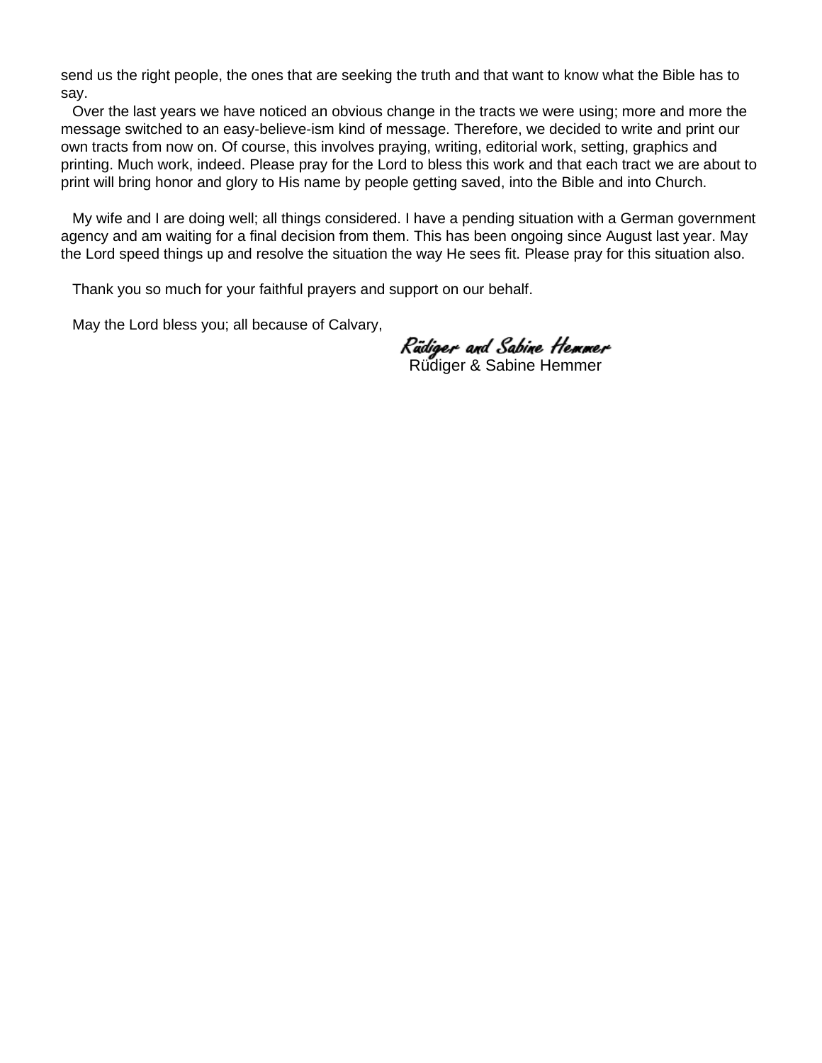send us the right people, the ones that are seeking the truth and that want to know what the Bible has to say.

Over the last years we have noticed an obvious change in the tracts we were using; more and more the message switched to an easy-believe-ism kind of message. Therefore, we decided to write and print our own tracts from now on. Of course, this involves praying, writing, editorial work, setting, graphics and printing. Much work, indeed. Please pray for the Lord to bless this work and that each tract we are about to print will bring honor and glory to His name by people getting saved, into the Bible and into Church.

My wife and I are doing well; all things considered. I have a pending situation with a German government agency and am waiting for a final decision from them. This has been ongoing since August last year. May the Lord speed things up and resolve the situation the way He sees fit. Please pray for this situation also.

Thank you so much for your faithful prayers and support on our behalf.

May the Lord bless you; all because of Calvary,

*Rüdiger and Sabine Hemmer*

Rüdiger & Sabine Hemmer